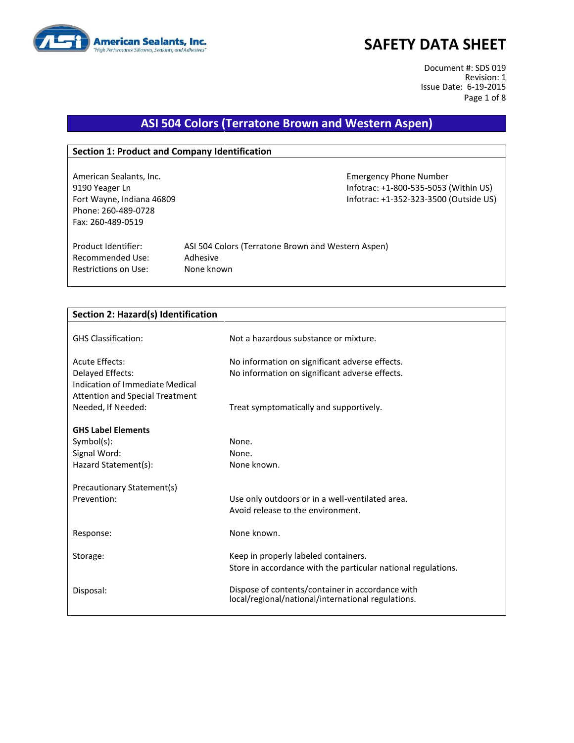American Sealants, Inc.
*"High Performance Silicones, Sealants, and Adhesives"*

# SAFETY DATA SHEET

Document #: SDS 019
Revision: 1
Issue Date: 6-19-2015

## ASI 504 Colors (Terratone Brown and Western Aspen)

### Section 1: Product and Company Identification

American Sealants, Inc.
9190 Yeager Ln
Fort Wayne, Indiana 46809
Phone: 260-489-0728
Fax: 260-489-0519

Emergency Phone Number
Infotrac: +1-800-535-5053 (Within US)
Infotrac: +1-352-323-3500 (Outside US)

| | |
|---|---|
| Product Identifier: | ASI 504 Colors (Terratone Brown and Western Aspen) |
| Recommended Use: | Adhesive |
| Restrictions on Use: | None known |

### Section 2: Hazard(s) Identification

| | |
|---|---|
| GHS Classification: | Not a hazardous substance or mixture. |
| Acute Effects: | No information on significant adverse effects. |
| Delayed Effects: | No information on significant adverse effects. |
| Indication of Immediate Medical Attention and Special Treatment Needed, If Needed: | Treat symptomatically and supportively. |

**GHS Label Elements**

| | |
|---|---|
| Symbol(s): | None. |
| Signal Word: | None. |
| Hazard Statement(s): | None known. |

Precautionary Statement(s)

| | |
|---|---|
| Prevention: | Use only outdoors or in a well-ventilated area.<br>Avoid release to the environment. |
| Response: | None known. |
| Storage: | Keep in properly labeled containers.<br>Store in accordance with the particular national regulations. |
| Disposal: | Dispose of contents/container in accordance with local/regional/national/international regulations. |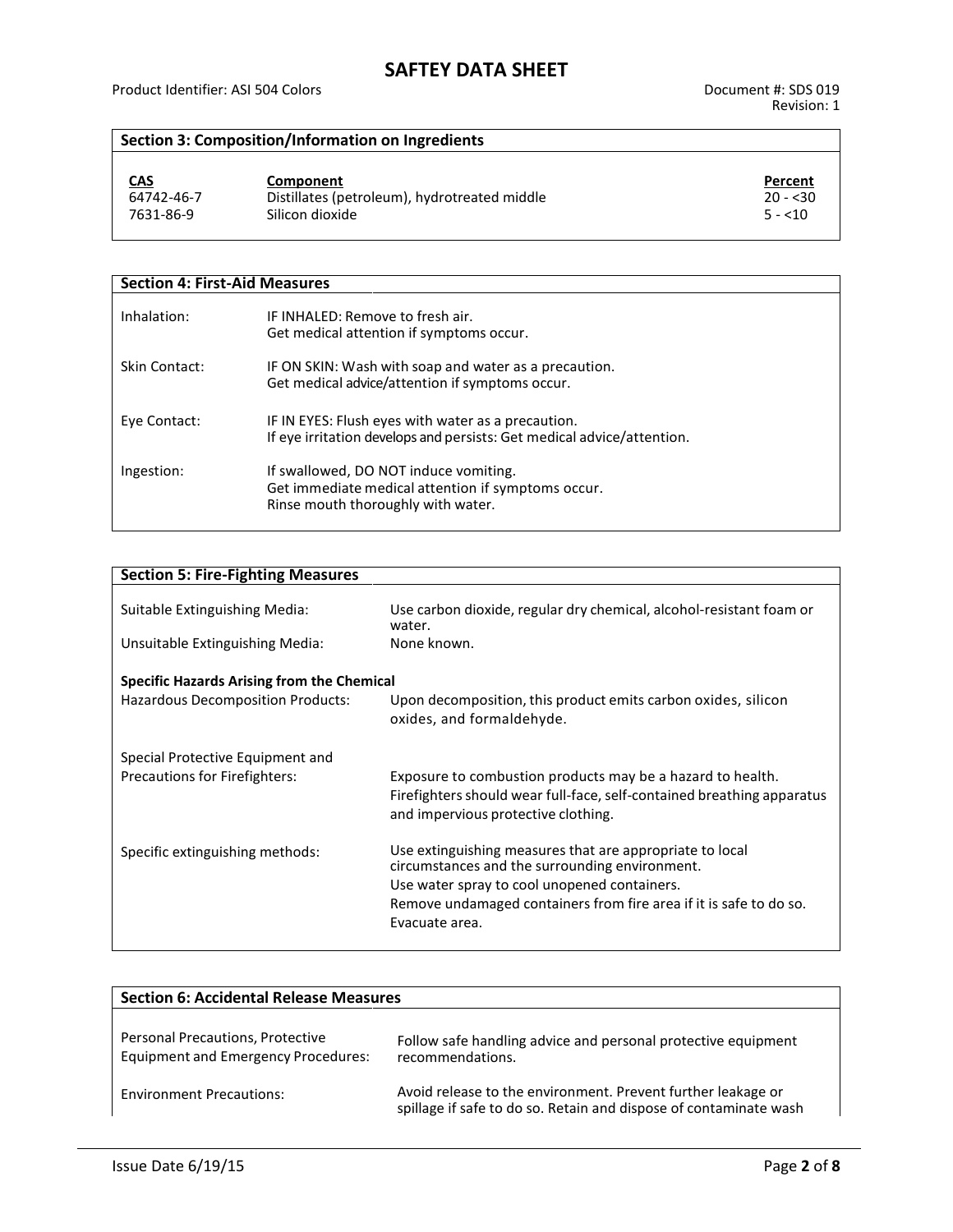## Section 3: Composition/Information on Ingredients

| CAS | Component | Percent |
| --- | --- | --- |
| 64742-46-7 | Distillates (petroleum), hydrotreated middle | 20 - <30 |
| 7631-86-9 | Silicon dioxide | 5 - <10 |

## Section 4: First-Aid Measures

| | |
| --- | --- |
| Inhalation: | IF INHALED: Remove to fresh air.<br>Get medical attention if symptoms occur. |
| Skin Contact: | IF ON SKIN: Wash with soap and water as a precaution.<br>Get medical advice/attention if symptoms occur. |
| Eye Contact: | IF IN EYES: Flush eyes with water as a precaution.<br>If eye irritation develops and persists: Get medical advice/attention. |
| Ingestion: | If swallowed, DO NOT induce vomiting.<br>Get immediate medical attention if symptoms occur.<br>Rinse mouth thoroughly with water. |

## Section 5: Fire-Fighting Measures

Suitable Extinguishing Media: Use carbon dioxide, regular dry chemical, alcohol-resistant foam or water.

Unsuitable Extinguishing Media: None known.

**Specific Hazards Arising from the Chemical**

Hazardous Decomposition Products: Upon decomposition, this product emits carbon oxides, silicon oxides, and formaldehyde.

Special Protective Equipment and Precautions for Firefighters: Exposure to combustion products may be a hazard to health. Firefighters should wear full-face, self-contained breathing apparatus and impervious protective clothing.

Specific extinguishing methods: Use extinguishing measures that are appropriate to local circumstances and the surrounding environment.
Use water spray to cool unopened containers.
Remove undamaged containers from fire area if it is safe to do so.
Evacuate area.

## Section 6: Accidental Release Measures

Personal Precautions, Protective Equipment and Emergency Procedures: Follow safe handling advice and personal protective equipment recommendations.

Environment Precautions: Avoid release to the environment. Prevent further leakage or spillage if safe to do so. Retain and dispose of contaminate wash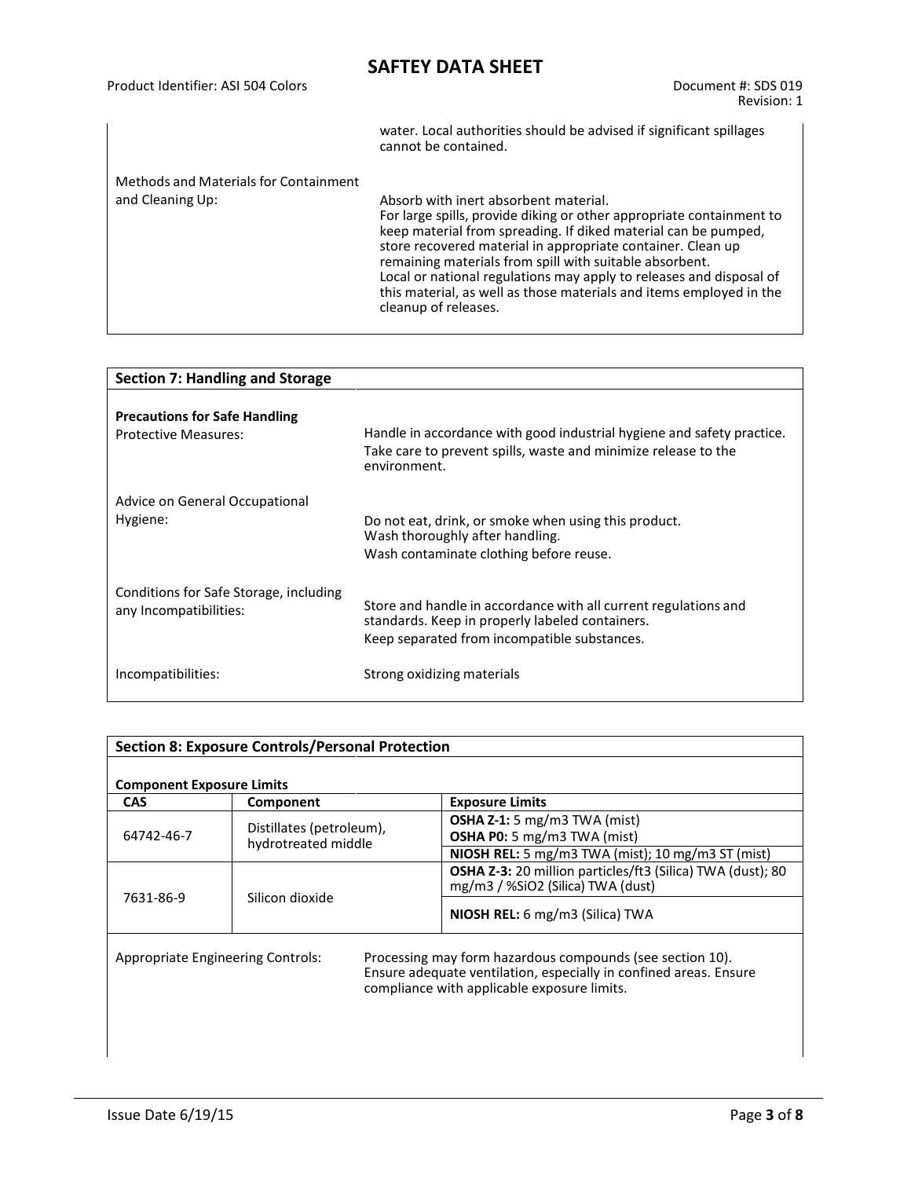water. Local authorities should be advised if significant spillages cannot be contained.

Methods and Materials for Containment and Cleaning Up:

Absorb with inert absorbent material.
For large spills, provide diking or other appropriate containment to keep material from spreading. If diked material can be pumped, store recovered material in appropriate container. Clean up remaining materials from spill with suitable absorbent.
Local or national regulations may apply to releases and disposal of this material, as well as those materials and items employed in the cleanup of releases.

## Section 7: Handling and Storage

**Precautions for Safe Handling**

Protective Measures:

Handle in accordance with good industrial hygiene and safety practice.
Take care to prevent spills, waste and minimize release to the environment.

Advice on General Occupational Hygiene:

Do not eat, drink, or smoke when using this product.
Wash thoroughly after handling.
Wash contaminate clothing before reuse.

Conditions for Safe Storage, including any Incompatibilities:

Store and handle in accordance with all current regulations and standards. Keep in properly labeled containers.
Keep separated from incompatible substances.

Incompatibilities: Strong oxidizing materials

## Section 8: Exposure Controls/Personal Protection

**Component Exposure Limits**

| CAS | Component | Exposure Limits |
|---|---|---|
| 64742-46-7 | Distillates (petroleum), hydrotreated middle | **OSHA Z-1:** 5 mg/m3 TWA (mist)<br>**OSHA P0:** 5 mg/m3 TWA (mist) |
| | | **NIOSH REL:** 5 mg/m3 TWA (mist); 10 mg/m3 ST (mist) |
| 7631-86-9 | Silicon dioxide | **OSHA Z-3:** 20 million particles/ft3 (Silica) TWA (dust); 80 mg/m3 / %SiO2 (Silica) TWA (dust) |
| | | **NIOSH REL:** 6 mg/m3 (Silica) TWA |

Appropriate Engineering Controls:

Processing may form hazardous compounds (see section 10).
Ensure adequate ventilation, especially in confined areas. Ensure compliance with applicable exposure limits.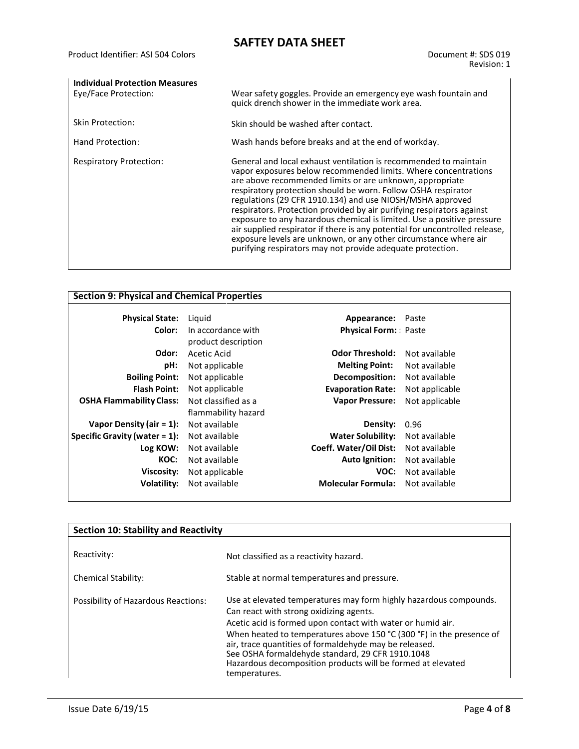**Individual Protection Measures**

| | |
|---|---|
| Eye/Face Protection: | Wear safety goggles. Provide an emergency eye wash fountain and quick drench shower in the immediate work area. |
| Skin Protection: | Skin should be washed after contact. |
| Hand Protection: | Wash hands before breaks and at the end of workday. |
| Respiratory Protection: | General and local exhaust ventilation is recommended to maintain vapor exposures below recommended limits. Where concentrations are above recommended limits or are unknown, appropriate respiratory protection should be worn. Follow OSHA respirator regulations (29 CFR 1910.134) and use NIOSH/MSHA approved respirators. Protection provided by air purifying respirators against exposure to any hazardous chemical is limited. Use a positive pressure air supplied respirator if there is any potential for uncontrolled release, exposure levels are unknown, or any other circumstance where air purifying respirators may not provide adequate protection. |

## Section 9: Physical and Chemical Properties

| | | | |
|---|---|---|---|
| **Physical State:** | Liquid | **Appearance:** | Paste |
| **Color:** | In accordance with product description | **Physical Form:** | : Paste |
| **Odor:** | Acetic Acid | **Odor Threshold:** | Not available |
| **pH:** | Not applicable | **Melting Point:** | Not available |
| **Boiling Point:** | Not applicable | **Decomposition:** | Not available |
| **Flash Point:** | Not applicable | **Evaporation Rate:** | Not applicable |
| **OSHA Flammability Class:** | Not classified as a flammability hazard | **Vapor Pressure:** | Not applicable |
| **Vapor Density (air = 1):** | Not available | **Density:** | 0.96 |
| **Specific Gravity (water = 1):** | Not available | **Water Solubility:** | Not available |
| **Log KOW:** | Not available | **Coeff. Water/Oil Dist:** | Not available |
| **KOC:** | Not available | **Auto Ignition:** | Not available |
| **Viscosity:** | Not applicable | **VOC:** | Not available |
| **Volatility:** | Not available | **Molecular Formula:** | Not available |

## Section 10: Stability and Reactivity

| | |
|---|---|
| Reactivity: | Not classified as a reactivity hazard. |
| Chemical Stability: | Stable at normal temperatures and pressure. |
| Possibility of Hazardous Reactions: | Use at elevated temperatures may form highly hazardous compounds.<br>Can react with strong oxidizing agents.<br>Acetic acid is formed upon contact with water or humid air.<br>When heated to temperatures above 150 °C (300 °F) in the presence of air, trace quantities of formaldehyde may be released.<br>See OSHA formaldehyde standard, 29 CFR 1910.1048<br>Hazardous decomposition products will be formed at elevated temperatures. |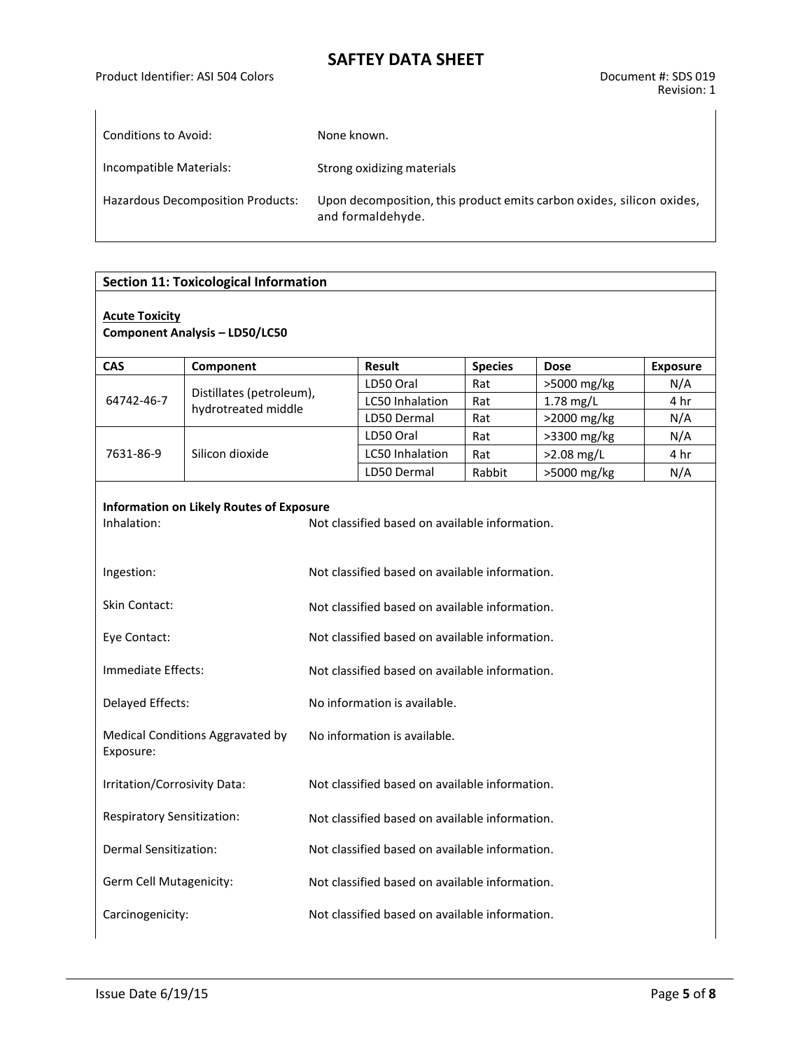| | |
|---|---|
| Conditions to Avoid: | None known. |
| Incompatible Materials: | Strong oxidizing materials |
| Hazardous Decomposition Products: | Upon decomposition, this product emits carbon oxides, silicon oxides, and formaldehyde. |

## Section 11: Toxicological Information

**Acute Toxicity**

**Component Analysis – LD50/LC50**

| CAS | Component | Result | Species | Dose | Exposure |
|---|---|---|---|---|---|
| 64742-46-7 | Distillates (petroleum), hydrotreated middle | LD50 Oral | Rat | >5000 mg/kg | N/A |
| | | LC50 Inhalation | Rat | 1.78 mg/L | 4 hr |
| | | LD50 Dermal | Rat | >2000 mg/kg | N/A |
| 7631-86-9 | Silicon dioxide | LD50 Oral | Rat | >3300 mg/kg | N/A |
| | | LC50 Inhalation | Rat | >2.08 mg/L | 4 hr |
| | | LD50 Dermal | Rabbit | >5000 mg/kg | N/A |

**Information on Likely Routes of Exposure**

| | |
|---|---|
| Inhalation: | Not classified based on available information. |
| Ingestion: | Not classified based on available information. |
| Skin Contact: | Not classified based on available information. |
| Eye Contact: | Not classified based on available information. |
| Immediate Effects: | Not classified based on available information. |
| Delayed Effects: | No information is available. |
| Medical Conditions Aggravated by Exposure: | No information is available. |
| Irritation/Corrosivity Data: | Not classified based on available information. |
| Respiratory Sensitization: | Not classified based on available information. |
| Dermal Sensitization: | Not classified based on available information. |
| Germ Cell Mutagenicity: | Not classified based on available information. |
| Carcinogenicity: | Not classified based on available information. |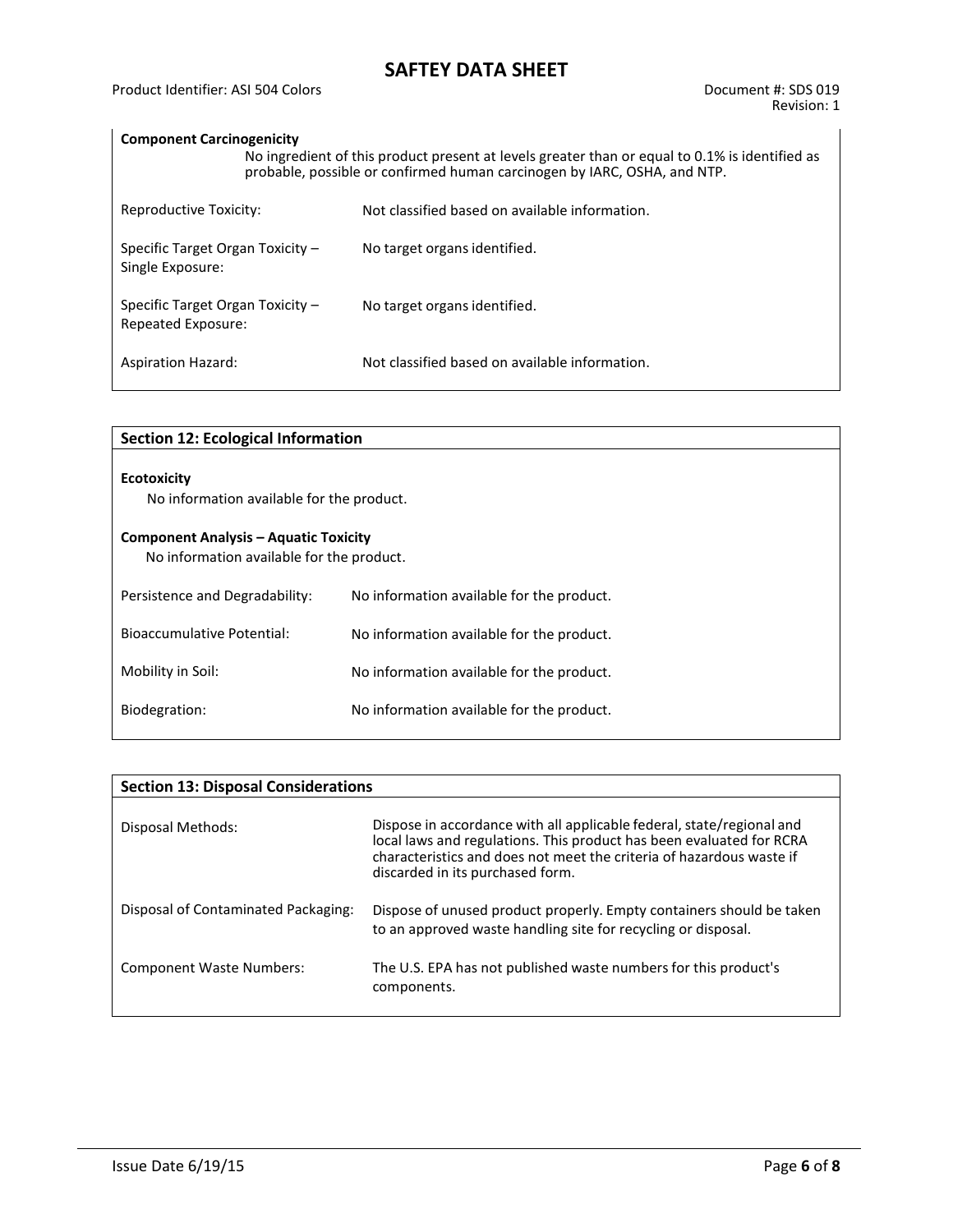**Component Carcinogenicity**

No ingredient of this product present at levels greater than or equal to 0.1% is identified as probable, possible or confirmed human carcinogen by IARC, OSHA, and NTP.

| | |
|---|---|
| Reproductive Toxicity: | Not classified based on available information. |
| Specific Target Organ Toxicity – Single Exposure: | No target organs identified. |
| Specific Target Organ Toxicity – Repeated Exposure: | No target organs identified. |
| Aspiration Hazard: | Not classified based on available information. |

## Section 12: Ecological Information

**Ecotoxicity**

No information available for the product.

**Component Analysis – Aquatic Toxicity**

No information available for the product.

| | |
|---|---|
| Persistence and Degradability: | No information available for the product. |
| Bioaccumulative Potential: | No information available for the product. |
| Mobility in Soil: | No information available for the product. |
| Biodegration: | No information available for the product. |

## Section 13: Disposal Considerations

| | |
|---|---|
| Disposal Methods: | Dispose in accordance with all applicable federal, state/regional and local laws and regulations. This product has been evaluated for RCRA characteristics and does not meet the criteria of hazardous waste if discarded in its purchased form. |
| Disposal of Contaminated Packaging: | Dispose of unused product properly. Empty containers should be taken to an approved waste handling site for recycling or disposal. |
| Component Waste Numbers: | The U.S. EPA has not published waste numbers for this product's components. |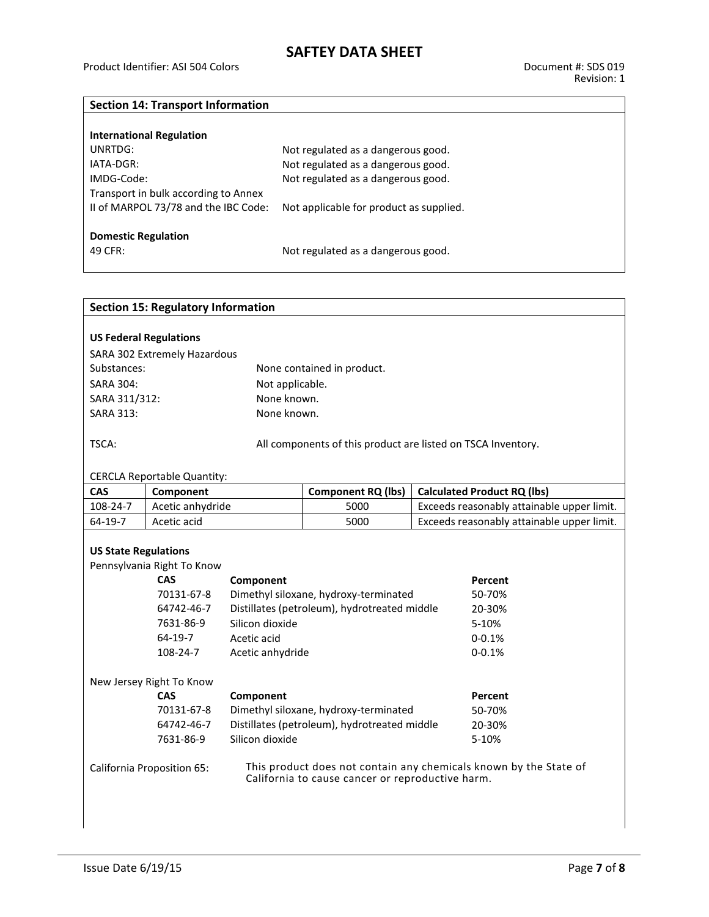## Section 14: Transport Information

**International Regulation**

| | |
|---|---|
| UNRTDG: | Not regulated as a dangerous good. |
| IATA-DGR: | Not regulated as a dangerous good. |
| IMDG-Code: | Not regulated as a dangerous good. |
| Transport in bulk according to Annex II of MARPOL 73/78 and the IBC Code: | Not applicable for product as supplied. |

**Domestic Regulation**

| | |
|---|---|
| 49 CFR: | Not regulated as a dangerous good. |

## Section 15: Regulatory Information

**US Federal Regulations**

| | |
|---|---|
| SARA 302 Extremely Hazardous Substances: | None contained in product. |
| SARA 304: | Not applicable. |
| SARA 311/312: | None known. |
| SARA 313: | None known. |
| TSCA: | All components of this product are listed on TSCA Inventory. |

CERCLA Reportable Quantity:

| CAS | Component | Component RQ (lbs) | Calculated Product RQ (lbs) |
|---|---|---|---|
| 108-24-7 | Acetic anhydride | 5000 | Exceeds reasonably attainable upper limit. |
| 64-19-7 | Acetic acid | 5000 | Exceeds reasonably attainable upper limit. |

**US State Regulations**

Pennsylvania Right To Know

| CAS | Component | Percent |
|---|---|---|
| 70131-67-8 | Dimethyl siloxane, hydroxy-terminated | 50-70% |
| 64742-46-7 | Distillates (petroleum), hydrotreated middle | 20-30% |
| 7631-86-9 | Silicon dioxide | 5-10% |
| 64-19-7 | Acetic acid | 0-0.1% |
| 108-24-7 | Acetic anhydride | 0-0.1% |

New Jersey Right To Know

| CAS | Component | Percent |
|---|---|---|
| 70131-67-8 | Dimethyl siloxane, hydroxy-terminated | 50-70% |
| 64742-46-7 | Distillates (petroleum), hydrotreated middle | 20-30% |
| 7631-86-9 | Silicon dioxide | 5-10% |

California Proposition 65: This product does not contain any chemicals known by the State of California to cause cancer or reproductive harm.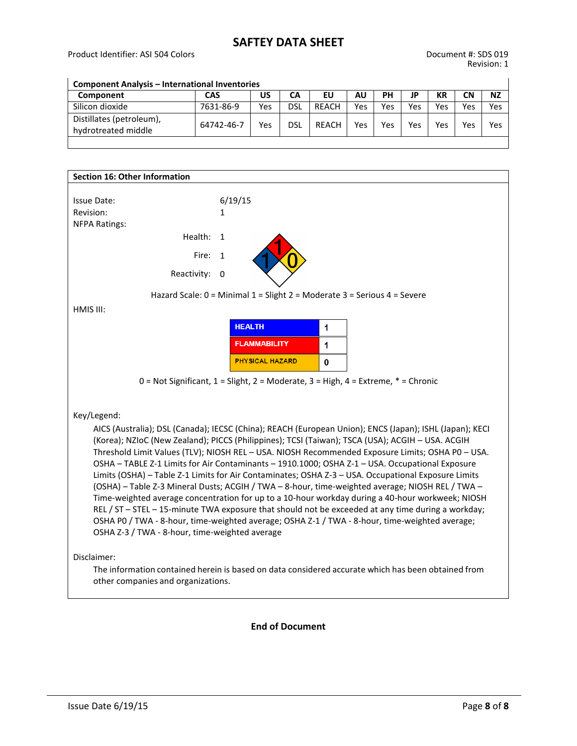## Component Analysis – International Inventories

| Component | CAS | US | CA | EU | AU | PH | JP | KR | CN | NZ |
|---|---|---|---|---|---|---|---|---|---|---|
| Silicon dioxide | 7631-86-9 | Yes | DSL | REACH | Yes | Yes | Yes | Yes | Yes | Yes |
| Distillates (petroleum), hydrotreated middle | 64742-46-7 | Yes | DSL | REACH | Yes | Yes | Yes | Yes | Yes | Yes |

## Section 16: Other Information

Issue Date: 6/19/15

Revision: 1

NFPA Ratings:

Health: 1

Fire: 1

Reactivity: 0

Hazard Scale: 0 = Minimal 1 = Slight 2 = Moderate 3 = Serious 4 = Severe

HMIS III:

| | |
|---|---|
| HEALTH | 1 |
| FLAMMABILITY | 1 |
| PHYSICAL HAZARD | 0 |

0 = Not Significant, 1 = Slight, 2 = Moderate, 3 = High, 4 = Extreme, * = Chronic

Key/Legend:

AICS (Australia); DSL (Canada); IECSC (China); REACH (European Union); ENCS (Japan); ISHL (Japan); KECI (Korea); NZIoC (New Zealand); PICCS (Philippines); TCSI (Taiwan); TSCA (USA); ACGIH – USA. ACGIH Threshold Limit Values (TLV); NIOSH REL – USA. NIOSH Recommended Exposure Limits; OSHA P0 – USA. OSHA – TABLE Z-1 Limits for Air Contaminants – 1910.1000; OSHA Z-1 – USA. Occupational Exposure Limits (OSHA) – Table Z-1 Limits for Air Contaminates; OSHA Z-3 – USA. Occupational Exposure Limits (OSHA) – Table Z-3 Mineral Dusts; ACGIH / TWA – 8-hour, time-weighted average; NIOSH REL / TWA – Time-weighted average concentration for up to a 10-hour workday during a 40-hour workweek; NIOSH REL / ST – STEL – 15-minute TWA exposure that should not be exceeded at any time during a workday; OSHA P0 / TWA - 8-hour, time-weighted average; OSHA Z-1 / TWA - 8-hour, time-weighted average; OSHA Z-3 / TWA - 8-hour, time-weighted average

Disclaimer:

The information contained herein is based on data considered accurate which has been obtained from other companies and organizations.

**End of Document**